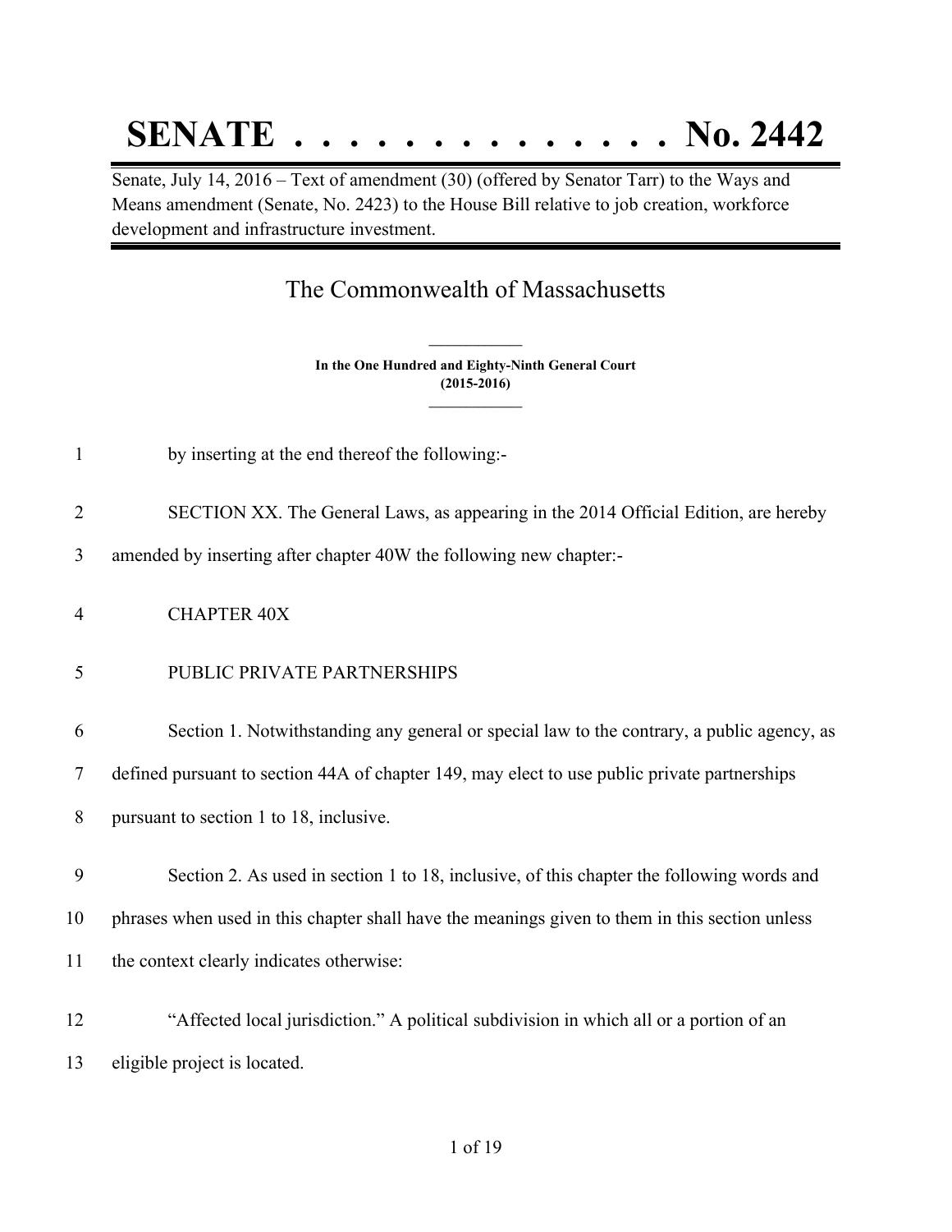# SENATE . . . . . . . . . . . . . . No. 2442

Senate, July 14, 2016 – Text of amendment (30) (offered by Senator Tarr) to the Ways and Means amendment (Senate, No. 2423) to the House Bill relative to job creation, workforce development and infrastructure investment.

## The Commonwealth of Massachusetts

**In the One Hundred and Eighty-Ninth General Court (2015-2016)**

by inserting at the end thereof the following:-

SECTION XX. The General Laws, as appearing in the 2014 Official Edition, are hereby amended by inserting after chapter 40W the following new chapter:-

CHAPTER 40X

PUBLIC PRIVATE PARTNERSHIPS

Section 1. Notwithstanding any general or special law to the contrary, a public agency, as defined pursuant to section 44A of chapter 149, may elect to use public private partnerships pursuant to section 1 to 18, inclusive.

Section 2. As used in section 1 to 18, inclusive, of this chapter the following words and phrases when used in this chapter shall have the meanings given to them in this section unless the context clearly indicates otherwise:

"Affected local jurisdiction." A political subdivision in which all or a portion of an eligible project is located.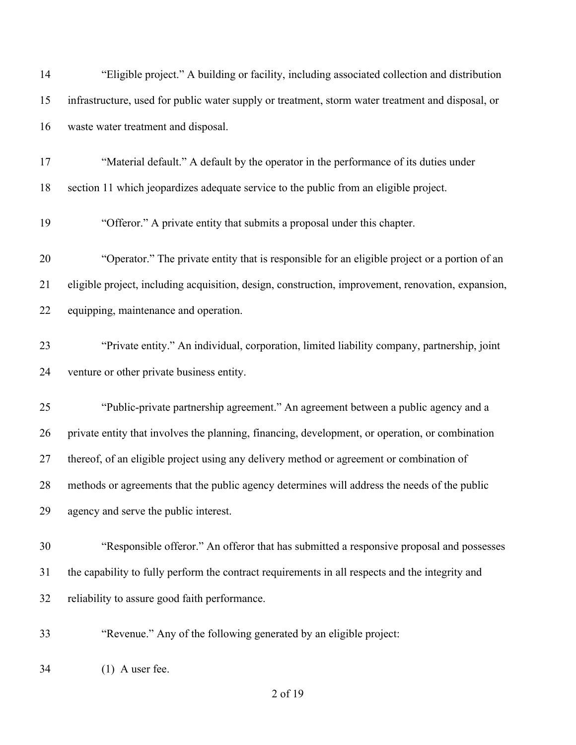"Eligible project." A building or facility, including associated collection and distribution infrastructure, used for public water supply or treatment, storm water treatment and disposal, or waste water treatment and disposal.

"Material default." A default by the operator in the performance of its duties under section 11 which jeopardizes adequate service to the public from an eligible project.

"Offeror." A private entity that submits a proposal under this chapter.

"Operator." The private entity that is responsible for an eligible project or a portion of an eligible project, including acquisition, design, construction, improvement, renovation, expansion, equipping, maintenance and operation.

"Private entity." An individual, corporation, limited liability company, partnership, joint venture or other private business entity.

"Public-private partnership agreement." An agreement between a public agency and a private entity that involves the planning, financing, development, or operation, or combination thereof, of an eligible project using any delivery method or agreement or combination of methods or agreements that the public agency determines will address the needs of the public agency and serve the public interest.

"Responsible offeror." An offeror that has submitted a responsive proposal and possesses the capability to fully perform the contract requirements in all respects and the integrity and reliability to assure good faith performance.

"Revenue." Any of the following generated by an eligible project:

(1) A user fee.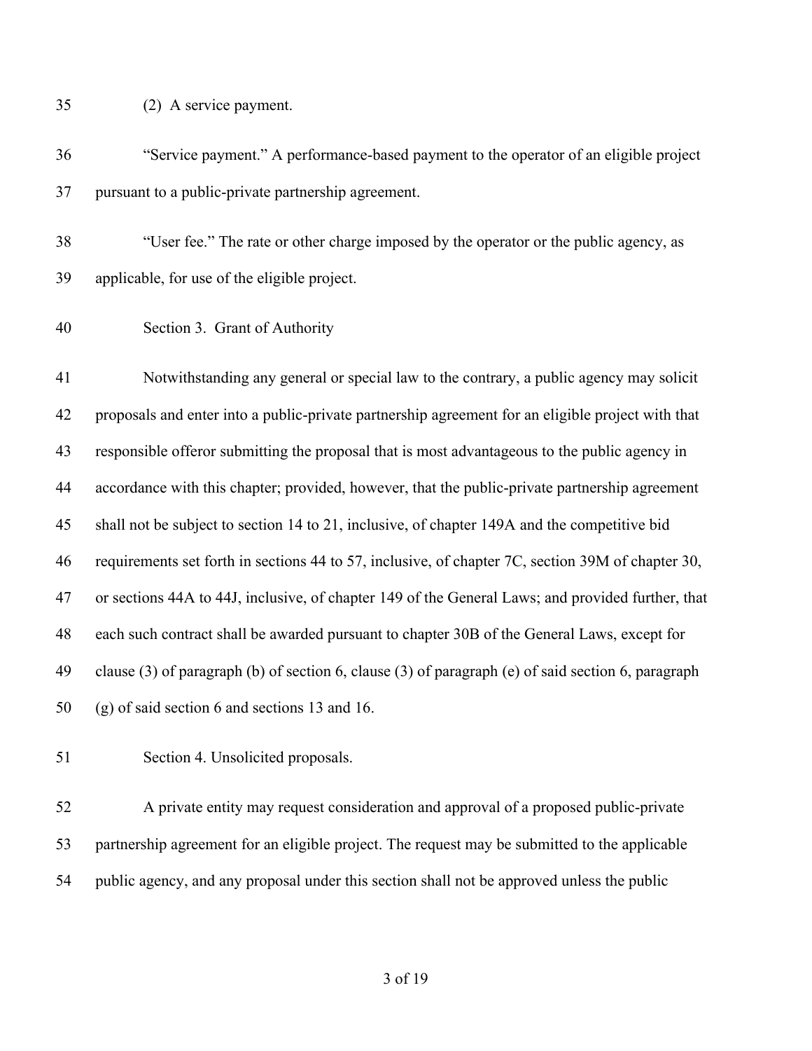(2) A service payment.

"Service payment." A performance-based payment to the operator of an eligible project pursuant to a public-private partnership agreement.

"User fee." The rate or other charge imposed by the operator or the public agency, as applicable, for use of the eligible project.

Section 3. Grant of Authority

Notwithstanding any general or special law to the contrary, a public agency may solicit proposals and enter into a public-private partnership agreement for an eligible project with that responsible offeror submitting the proposal that is most advantageous to the public agency in accordance with this chapter; provided, however, that the public-private partnership agreement shall not be subject to section 14 to 21, inclusive, of chapter 149A and the competitive bid requirements set forth in sections 44 to 57, inclusive, of chapter 7C, section 39M of chapter 30, or sections 44A to 44J, inclusive, of chapter 149 of the General Laws; and provided further, that each such contract shall be awarded pursuant to chapter 30B of the General Laws, except for clause (3) of paragraph (b) of section 6, clause (3) of paragraph (e) of said section 6, paragraph (g) of said section 6 and sections 13 and 16.

Section 4. Unsolicited proposals.

A private entity may request consideration and approval of a proposed public-private partnership agreement for an eligible project. The request may be submitted to the applicable public agency, and any proposal under this section shall not be approved unless the public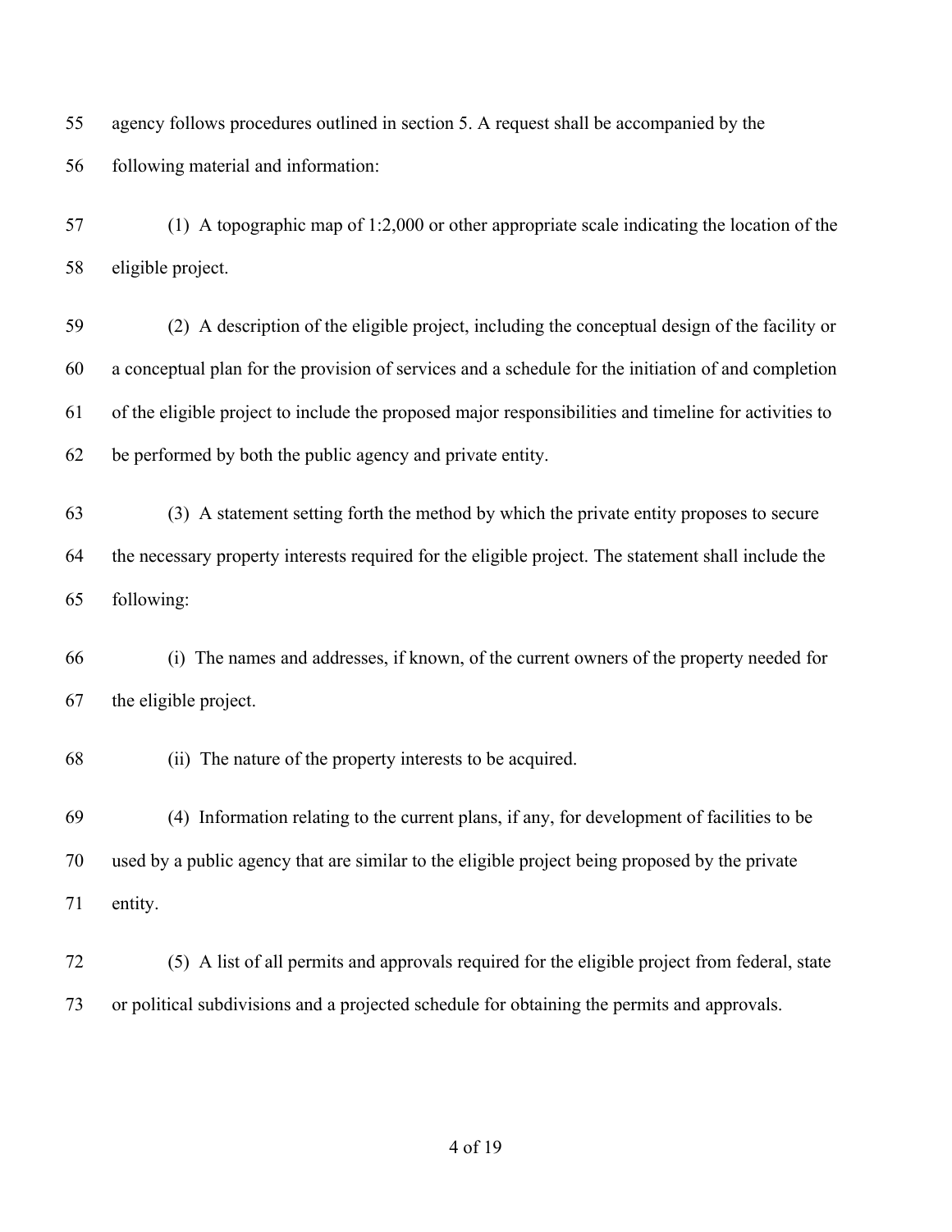agency follows procedures outlined in section 5. A request shall be accompanied by the following material and information:

(1) A topographic map of 1:2,000 or other appropriate scale indicating the location of the eligible project.

(2) A description of the eligible project, including the conceptual design of the facility or a conceptual plan for the provision of services and a schedule for the initiation of and completion of the eligible project to include the proposed major responsibilities and timeline for activities to be performed by both the public agency and private entity.

(3) A statement setting forth the method by which the private entity proposes to secure the necessary property interests required for the eligible project. The statement shall include the following:

(i) The names and addresses, if known, of the current owners of the property needed for the eligible project.

(ii) The nature of the property interests to be acquired.

(4) Information relating to the current plans, if any, for development of facilities to be used by a public agency that are similar to the eligible project being proposed by the private entity.

(5) A list of all permits and approvals required for the eligible project from federal, state or political subdivisions and a projected schedule for obtaining the permits and approvals.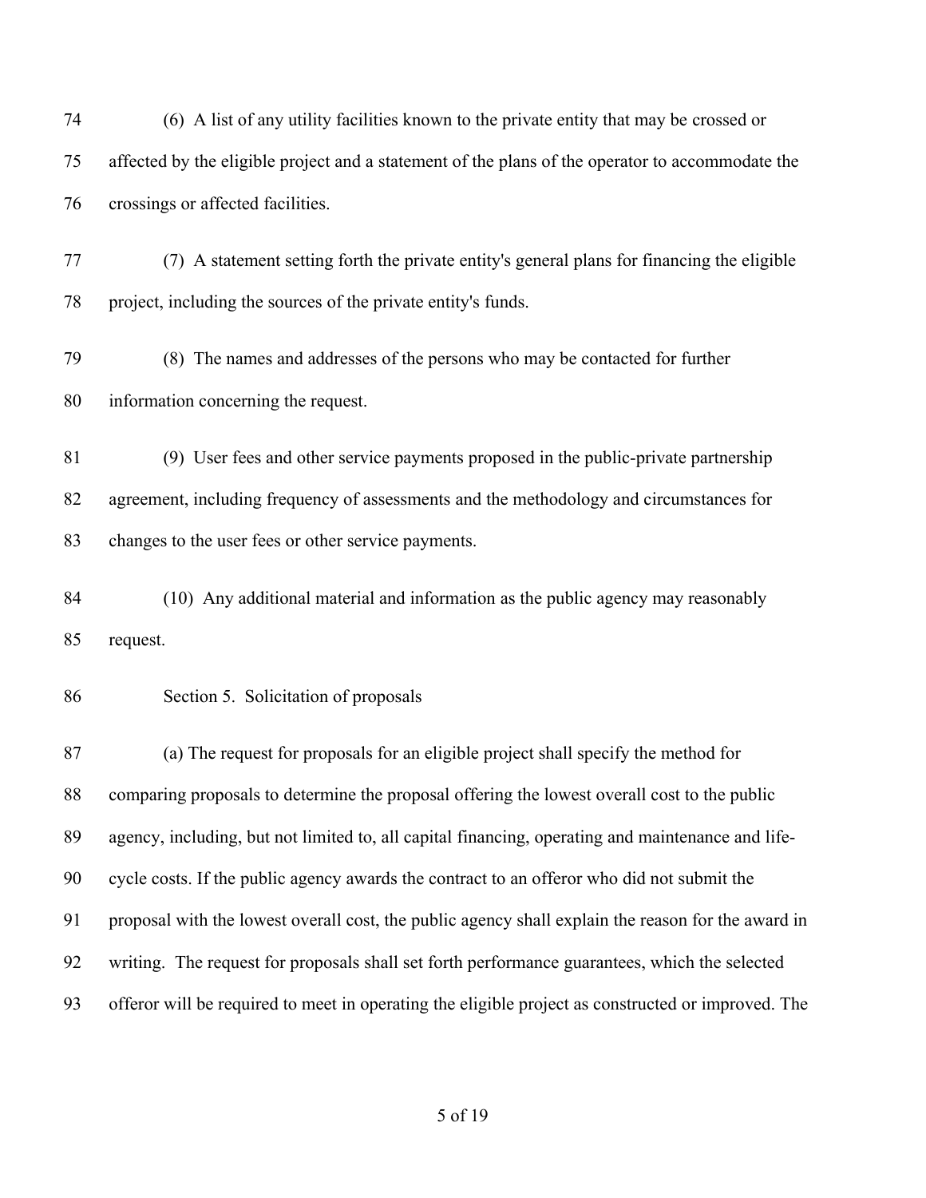(6) A list of any utility facilities known to the private entity that may be crossed or affected by the eligible project and a statement of the plans of the operator to accommodate the crossings or affected facilities.

(7) A statement setting forth the private entity's general plans for financing the eligible project, including the sources of the private entity's funds.

(8) The names and addresses of the persons who may be contacted for further information concerning the request.

(9) User fees and other service payments proposed in the public-private partnership agreement, including frequency of assessments and the methodology and circumstances for changes to the user fees or other service payments.

(10) Any additional material and information as the public agency may reasonably request.

Section 5. Solicitation of proposals

(a) The request for proposals for an eligible project shall specify the method for comparing proposals to determine the proposal offering the lowest overall cost to the public agency, including, but not limited to, all capital financing, operating and maintenance and life-cycle costs. If the public agency awards the contract to an offeror who did not submit the proposal with the lowest overall cost, the public agency shall explain the reason for the award in writing. The request for proposals shall set forth performance guarantees, which the selected offeror will be required to meet in operating the eligible project as constructed or improved. The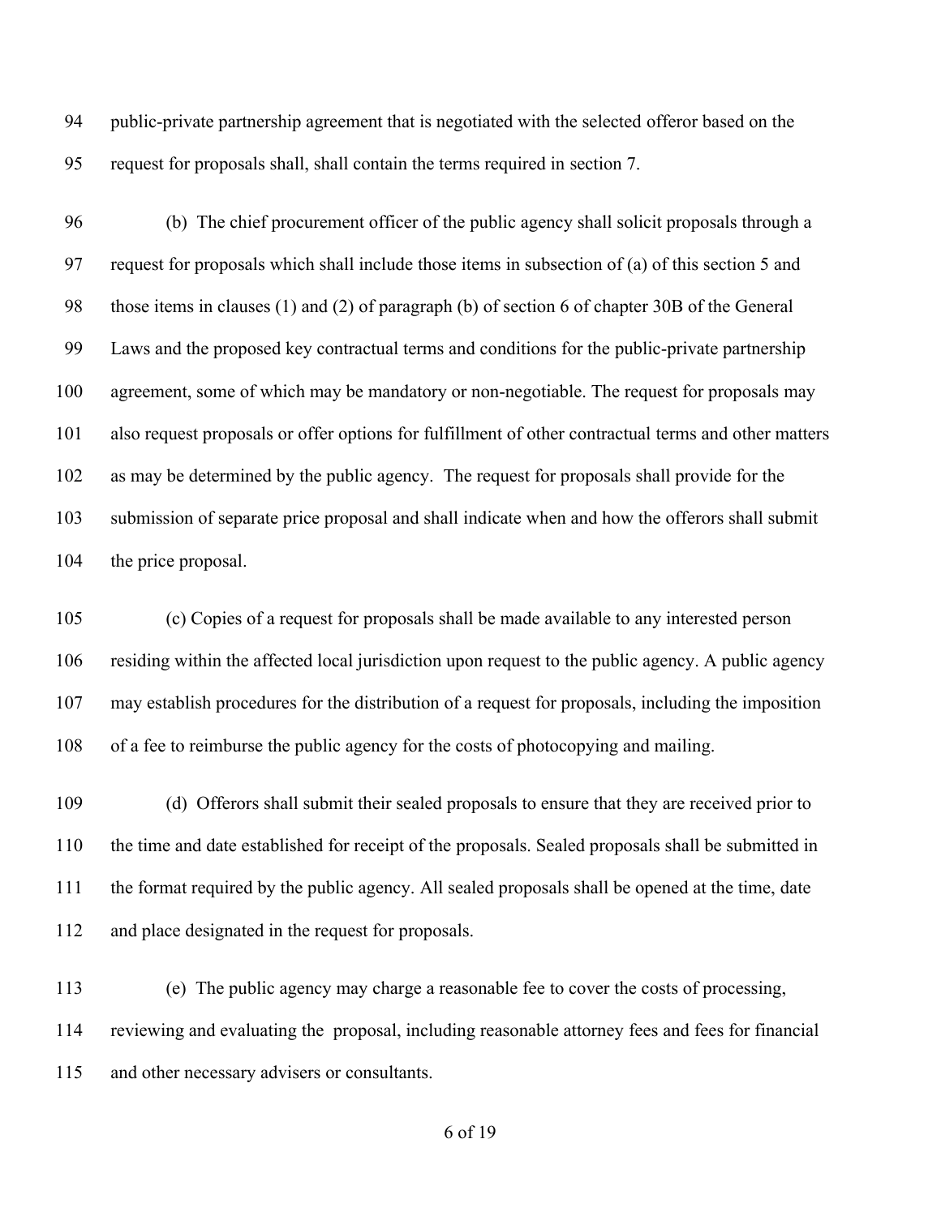public-private partnership agreement that is negotiated with the selected offeror based on the request for proposals shall, shall contain the terms required in section 7.

(b) The chief procurement officer of the public agency shall solicit proposals through a request for proposals which shall include those items in subsection of (a) of this section 5 and those items in clauses (1) and (2) of paragraph (b) of section 6 of chapter 30B of the General Laws and the proposed key contractual terms and conditions for the public-private partnership agreement, some of which may be mandatory or non-negotiable. The request for proposals may also request proposals or offer options for fulfillment of other contractual terms and other matters as may be determined by the public agency. The request for proposals shall provide for the submission of separate price proposal and shall indicate when and how the offerors shall submit the price proposal.

(c) Copies of a request for proposals shall be made available to any interested person residing within the affected local jurisdiction upon request to the public agency. A public agency may establish procedures for the distribution of a request for proposals, including the imposition of a fee to reimburse the public agency for the costs of photocopying and mailing.

(d) Offerors shall submit their sealed proposals to ensure that they are received prior to the time and date established for receipt of the proposals. Sealed proposals shall be submitted in the format required by the public agency. All sealed proposals shall be opened at the time, date and place designated in the request for proposals.

(e) The public agency may charge a reasonable fee to cover the costs of processing, reviewing and evaluating the proposal, including reasonable attorney fees and fees for financial and other necessary advisers or consultants.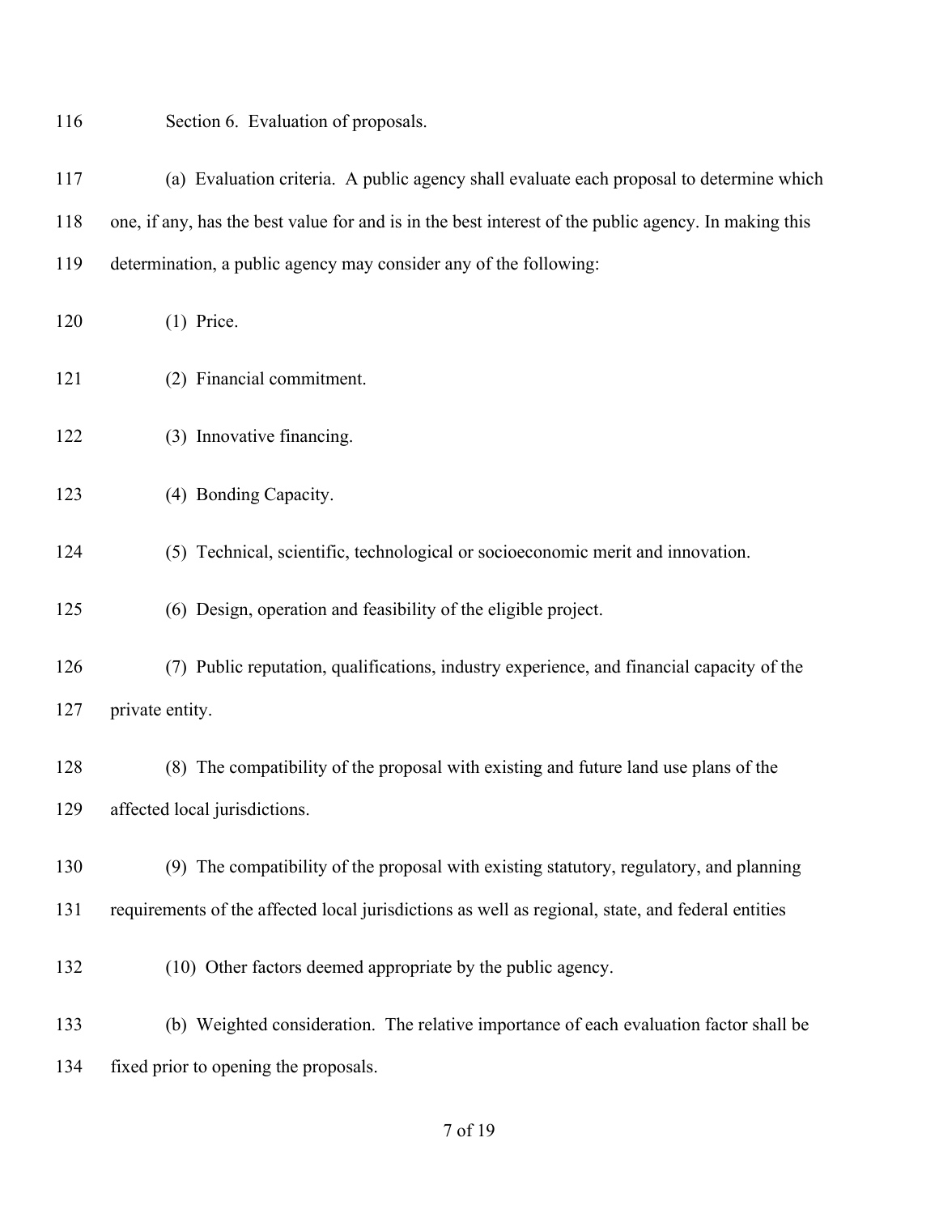Section 6. Evaluation of proposals.

(a) Evaluation criteria. A public agency shall evaluate each proposal to determine which one, if any, has the best value for and is in the best interest of the public agency. In making this determination, a public agency may consider any of the following:

(1) Price.

(2) Financial commitment.

(3) Innovative financing.

(4) Bonding Capacity.

(5) Technical, scientific, technological or socioeconomic merit and innovation.

(6) Design, operation and feasibility of the eligible project.

(7) Public reputation, qualifications, industry experience, and financial capacity of the private entity.

(8) The compatibility of the proposal with existing and future land use plans of the affected local jurisdictions.

(9) The compatibility of the proposal with existing statutory, regulatory, and planning requirements of the affected local jurisdictions as well as regional, state, and federal entities

(10) Other factors deemed appropriate by the public agency.

(b) Weighted consideration. The relative importance of each evaluation factor shall be fixed prior to opening the proposals.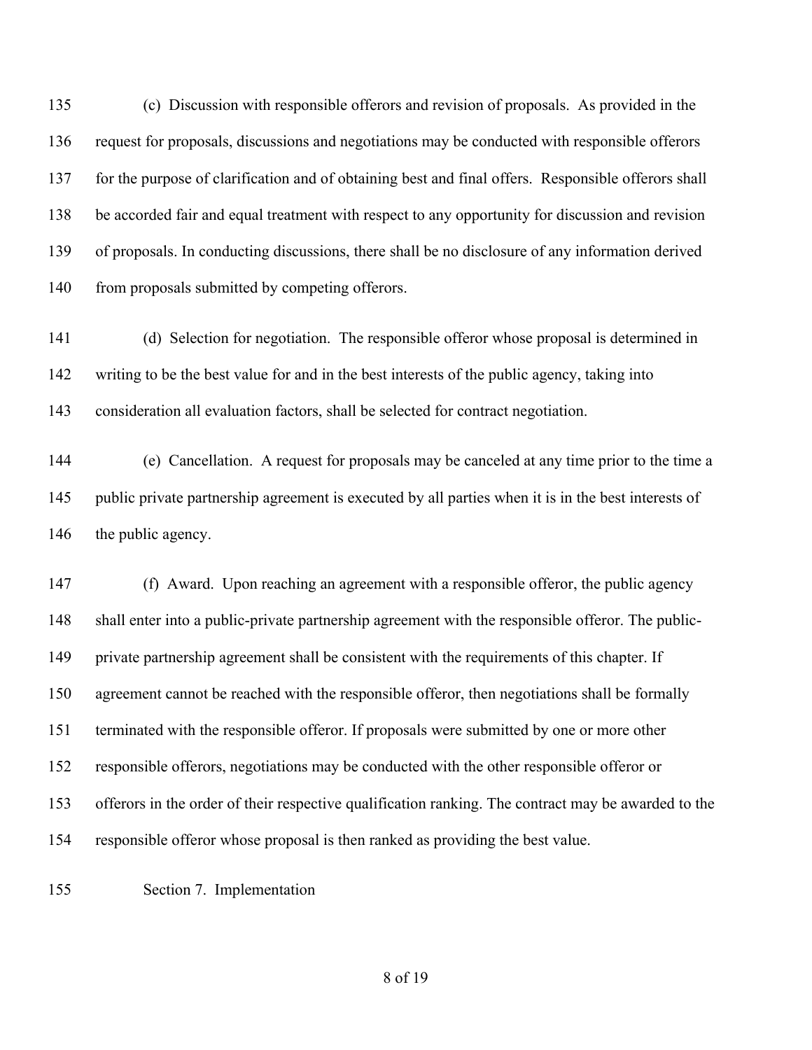(c) Discussion with responsible offerors and revision of proposals. As provided in the request for proposals, discussions and negotiations may be conducted with responsible offerors for the purpose of clarification and of obtaining best and final offers. Responsible offerors shall be accorded fair and equal treatment with respect to any opportunity for discussion and revision of proposals. In conducting discussions, there shall be no disclosure of any information derived from proposals submitted by competing offerors.

(d) Selection for negotiation. The responsible offeror whose proposal is determined in writing to be the best value for and in the best interests of the public agency, taking into consideration all evaluation factors, shall be selected for contract negotiation.

(e) Cancellation. A request for proposals may be canceled at any time prior to the time a public private partnership agreement is executed by all parties when it is in the best interests of the public agency.

(f) Award. Upon reaching an agreement with a responsible offeror, the public agency shall enter into a public-private partnership agreement with the responsible offeror. The public-private partnership agreement shall be consistent with the requirements of this chapter. If agreement cannot be reached with the responsible offeror, then negotiations shall be formally terminated with the responsible offeror. If proposals were submitted by one or more other responsible offerors, negotiations may be conducted with the other responsible offeror or offerors in the order of their respective qualification ranking. The contract may be awarded to the responsible offeror whose proposal is then ranked as providing the best value.

Section 7. Implementation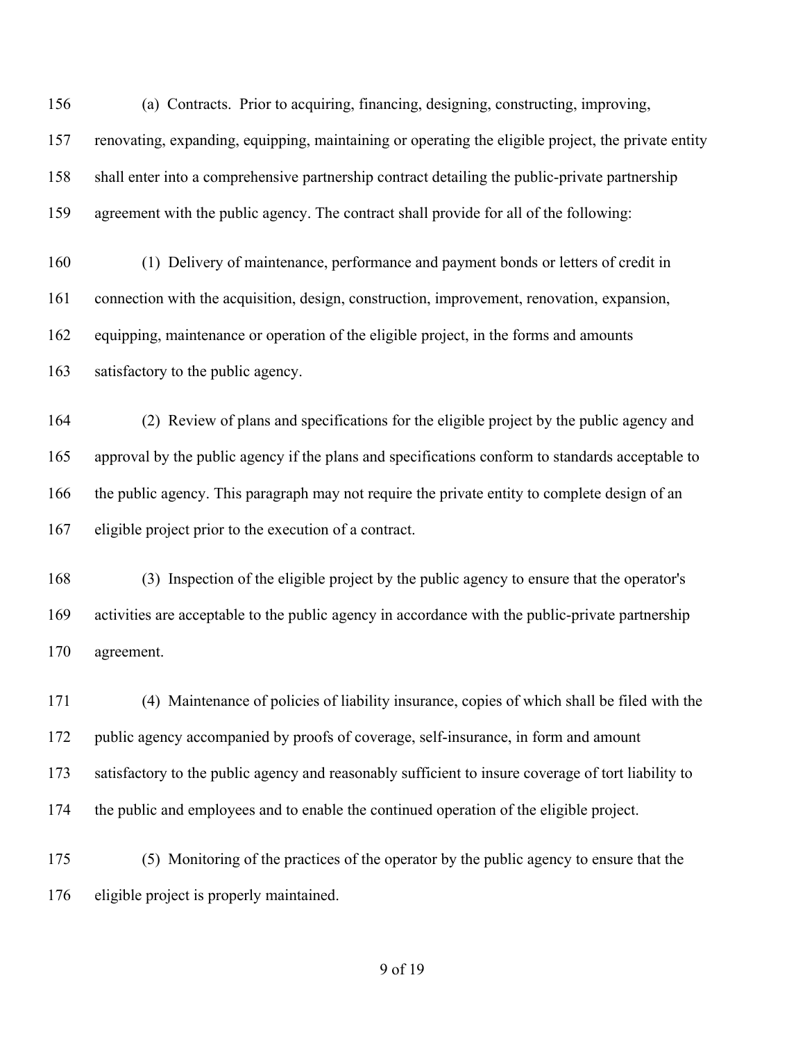(a) Contracts. Prior to acquiring, financing, designing, constructing, improving, renovating, expanding, equipping, maintaining or operating the eligible project, the private entity shall enter into a comprehensive partnership contract detailing the public-private partnership agreement with the public agency. The contract shall provide for all of the following:

(1) Delivery of maintenance, performance and payment bonds or letters of credit in connection with the acquisition, design, construction, improvement, renovation, expansion, equipping, maintenance or operation of the eligible project, in the forms and amounts satisfactory to the public agency.

(2) Review of plans and specifications for the eligible project by the public agency and approval by the public agency if the plans and specifications conform to standards acceptable to the public agency. This paragraph may not require the private entity to complete design of an eligible project prior to the execution of a contract.

(3) Inspection of the eligible project by the public agency to ensure that the operator's activities are acceptable to the public agency in accordance with the public-private partnership agreement.

(4) Maintenance of policies of liability insurance, copies of which shall be filed with the public agency accompanied by proofs of coverage, self-insurance, in form and amount satisfactory to the public agency and reasonably sufficient to insure coverage of tort liability to the public and employees and to enable the continued operation of the eligible project.

(5) Monitoring of the practices of the operator by the public agency to ensure that the eligible project is properly maintained.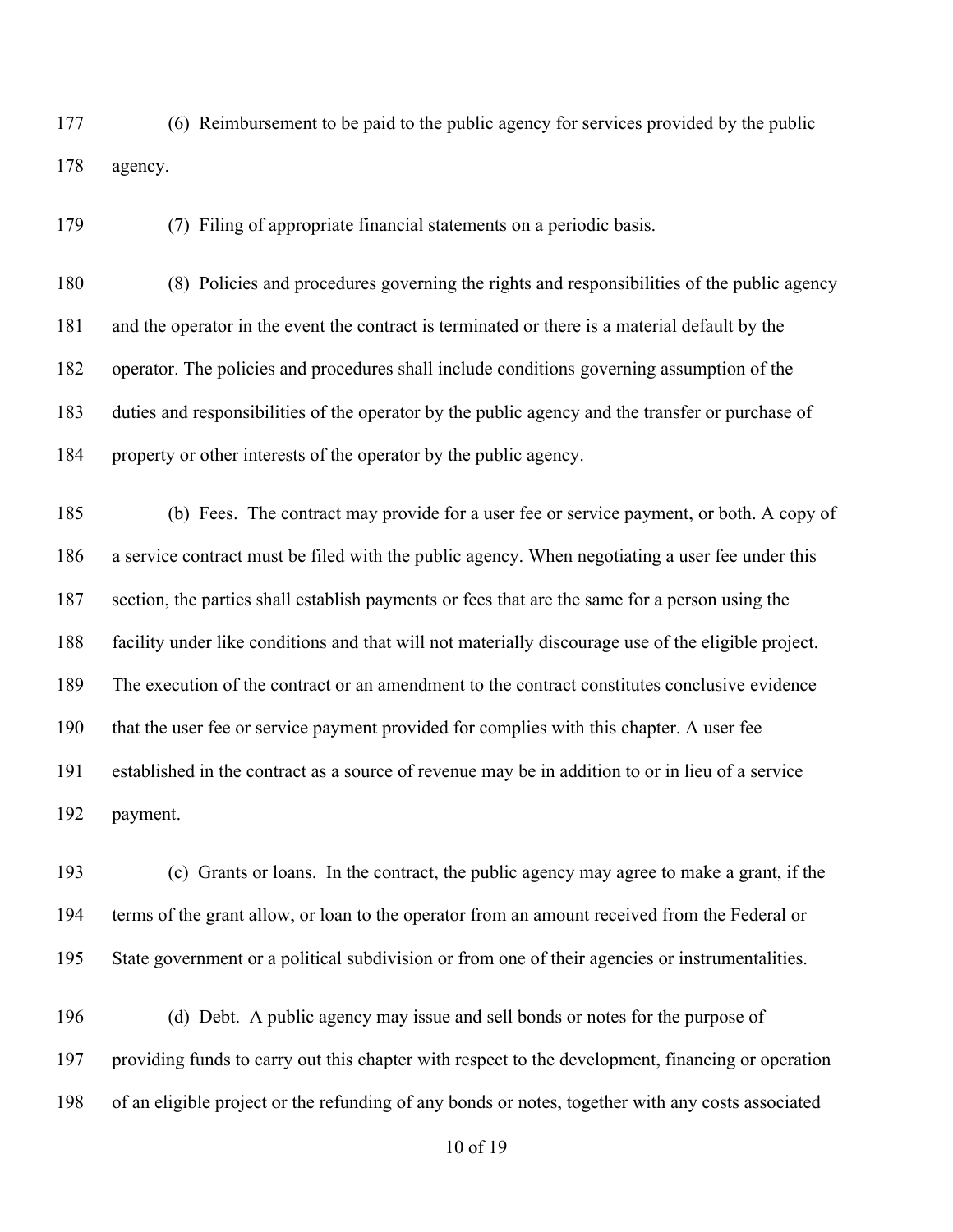(6) Reimbursement to be paid to the public agency for services provided by the public agency.

(7) Filing of appropriate financial statements on a periodic basis.

(8) Policies and procedures governing the rights and responsibilities of the public agency and the operator in the event the contract is terminated or there is a material default by the operator. The policies and procedures shall include conditions governing assumption of the duties and responsibilities of the operator by the public agency and the transfer or purchase of property or other interests of the operator by the public agency.

(b) Fees. The contract may provide for a user fee or service payment, or both. A copy of a service contract must be filed with the public agency. When negotiating a user fee under this section, the parties shall establish payments or fees that are the same for a person using the facility under like conditions and that will not materially discourage use of the eligible project. The execution of the contract or an amendment to the contract constitutes conclusive evidence that the user fee or service payment provided for complies with this chapter. A user fee established in the contract as a source of revenue may be in addition to or in lieu of a service payment.

(c) Grants or loans. In the contract, the public agency may agree to make a grant, if the terms of the grant allow, or loan to the operator from an amount received from the Federal or State government or a political subdivision or from one of their agencies or instrumentalities.

(d) Debt. A public agency may issue and sell bonds or notes for the purpose of providing funds to carry out this chapter with respect to the development, financing or operation of an eligible project or the refunding of any bonds or notes, together with any costs associated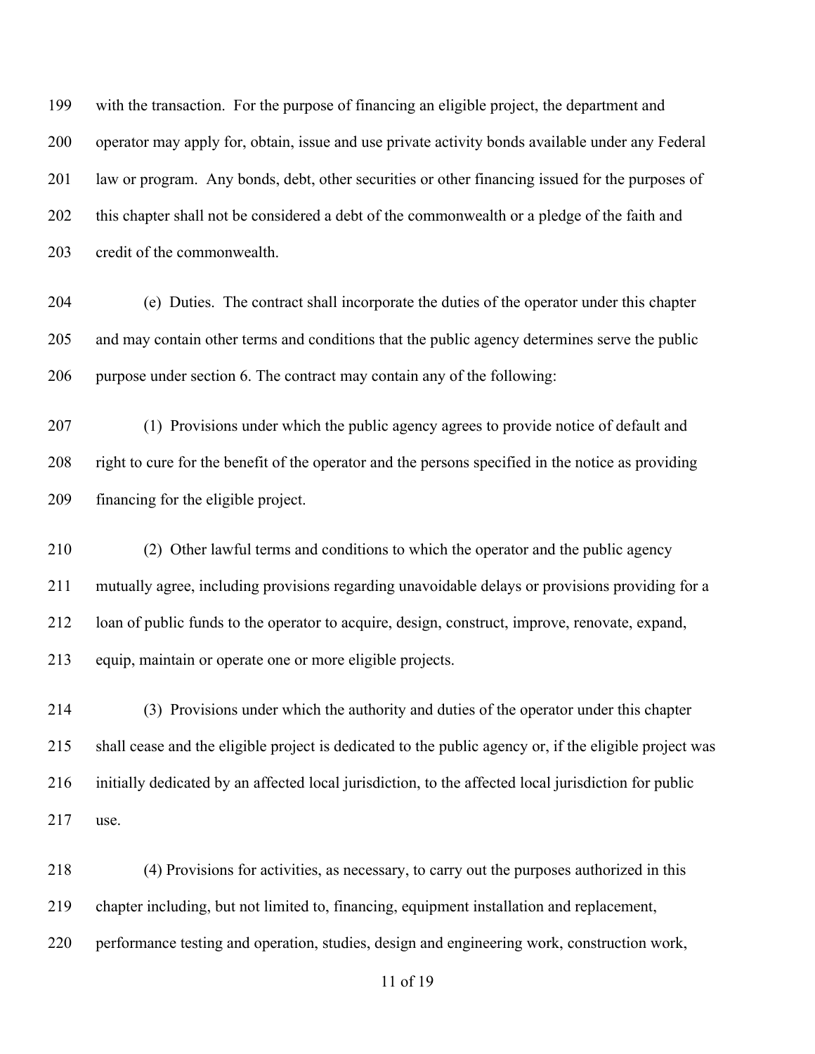with the transaction. For the purpose of financing an eligible project, the department and operator may apply for, obtain, issue and use private activity bonds available under any Federal law or program. Any bonds, debt, other securities or other financing issued for the purposes of this chapter shall not be considered a debt of the commonwealth or a pledge of the faith and credit of the commonwealth.

(e) Duties. The contract shall incorporate the duties of the operator under this chapter and may contain other terms and conditions that the public agency determines serve the public purpose under section 6. The contract may contain any of the following:

(1) Provisions under which the public agency agrees to provide notice of default and right to cure for the benefit of the operator and the persons specified in the notice as providing financing for the eligible project.

(2) Other lawful terms and conditions to which the operator and the public agency mutually agree, including provisions regarding unavoidable delays or provisions providing for a loan of public funds to the operator to acquire, design, construct, improve, renovate, expand, equip, maintain or operate one or more eligible projects.

(3) Provisions under which the authority and duties of the operator under this chapter shall cease and the eligible project is dedicated to the public agency or, if the eligible project was initially dedicated by an affected local jurisdiction, to the affected local jurisdiction for public use.

(4) Provisions for activities, as necessary, to carry out the purposes authorized in this chapter including, but not limited to, financing, equipment installation and replacement, performance testing and operation, studies, design and engineering work, construction work,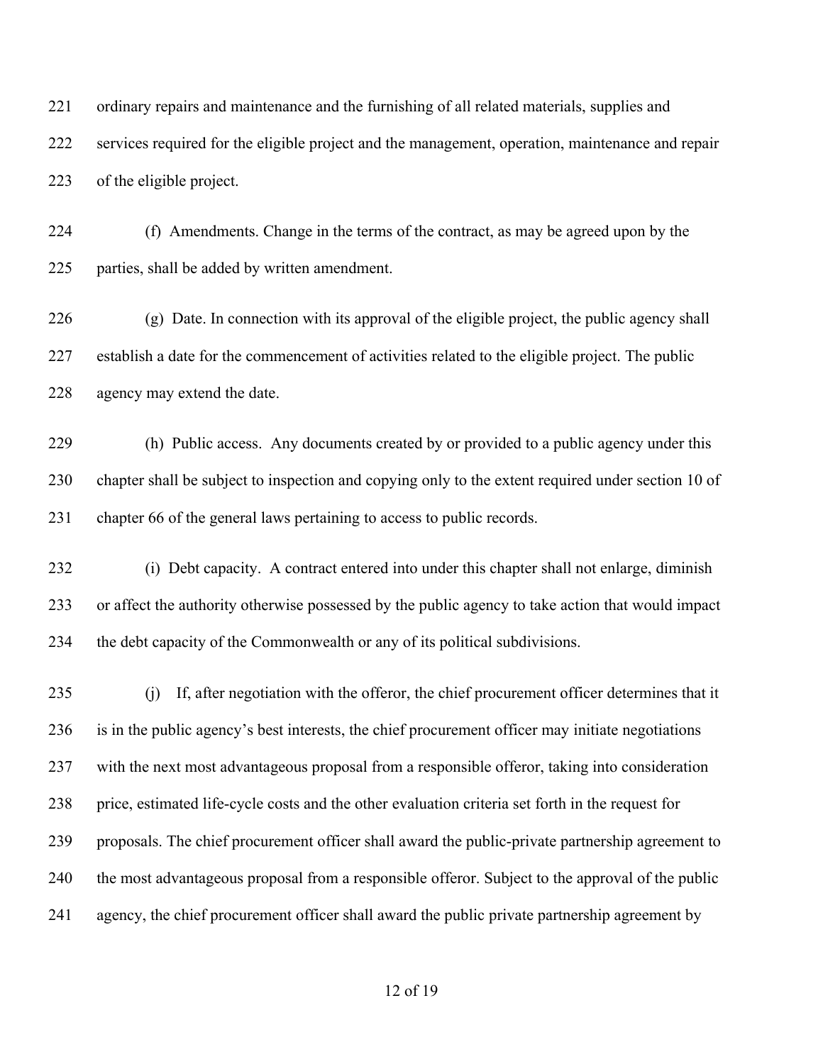ordinary repairs and maintenance and the furnishing of all related materials, supplies and services required for the eligible project and the management, operation, maintenance and repair of the eligible project.

(f) Amendments. Change in the terms of the contract, as may be agreed upon by the parties, shall be added by written amendment.

(g) Date. In connection with its approval of the eligible project, the public agency shall establish a date for the commencement of activities related to the eligible project. The public agency may extend the date.

(h) Public access. Any documents created by or provided to a public agency under this chapter shall be subject to inspection and copying only to the extent required under section 10 of chapter 66 of the general laws pertaining to access to public records.

(i) Debt capacity. A contract entered into under this chapter shall not enlarge, diminish or affect the authority otherwise possessed by the public agency to take action that would impact the debt capacity of the Commonwealth or any of its political subdivisions.

(j) If, after negotiation with the offeror, the chief procurement officer determines that it is in the public agency's best interests, the chief procurement officer may initiate negotiations with the next most advantageous proposal from a responsible offeror, taking into consideration price, estimated life-cycle costs and the other evaluation criteria set forth in the request for proposals. The chief procurement officer shall award the public-private partnership agreement to the most advantageous proposal from a responsible offeror. Subject to the approval of the public agency, the chief procurement officer shall award the public private partnership agreement by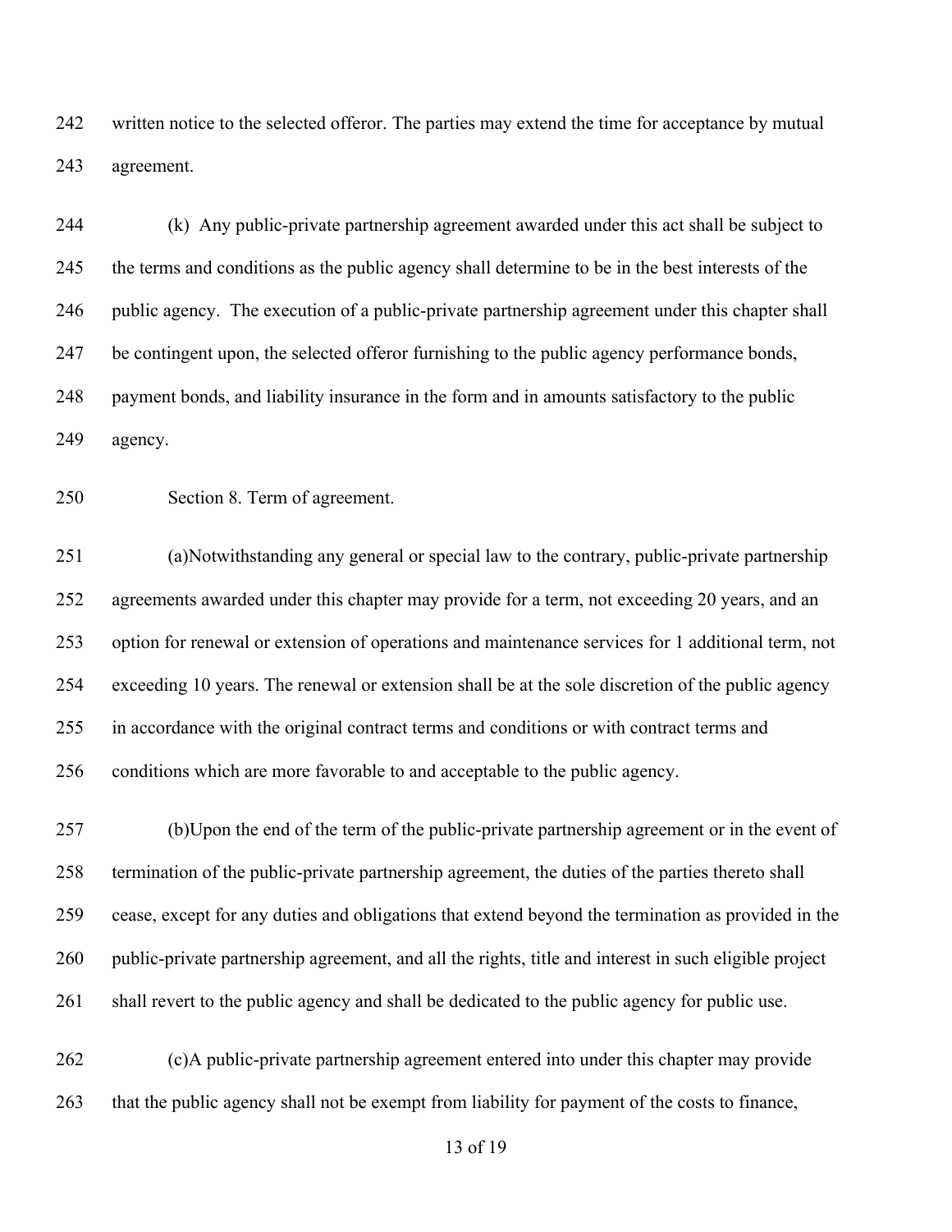written notice to the selected offeror. The parties may extend the time for acceptance by mutual agreement.

(k) Any public-private partnership agreement awarded under this act shall be subject to the terms and conditions as the public agency shall determine to be in the best interests of the public agency. The execution of a public-private partnership agreement under this chapter shall be contingent upon, the selected offeror furnishing to the public agency performance bonds, payment bonds, and liability insurance in the form and in amounts satisfactory to the public agency.

Section 8. Term of agreement.

(a)Notwithstanding any general or special law to the contrary, public-private partnership agreements awarded under this chapter may provide for a term, not exceeding 20 years, and an option for renewal or extension of operations and maintenance services for 1 additional term, not exceeding 10 years. The renewal or extension shall be at the sole discretion of the public agency in accordance with the original contract terms and conditions or with contract terms and conditions which are more favorable to and acceptable to the public agency.

(b)Upon the end of the term of the public-private partnership agreement or in the event of termination of the public-private partnership agreement, the duties of the parties thereto shall cease, except for any duties and obligations that extend beyond the termination as provided in the public-private partnership agreement, and all the rights, title and interest in such eligible project shall revert to the public agency and shall be dedicated to the public agency for public use.

(c)A public-private partnership agreement entered into under this chapter may provide that the public agency shall not be exempt from liability for payment of the costs to finance,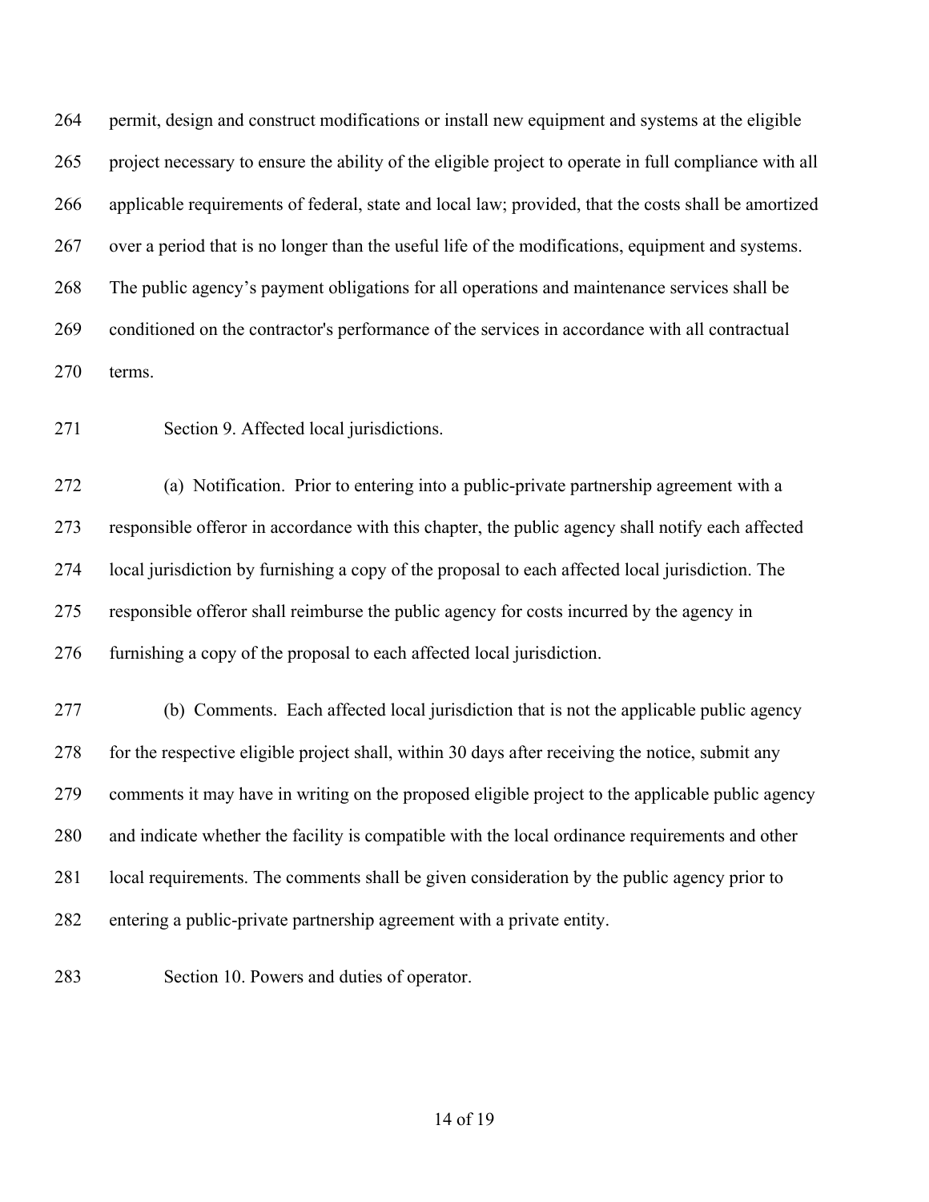permit, design and construct modifications or install new equipment and systems at the eligible project necessary to ensure the ability of the eligible project to operate in full compliance with all applicable requirements of federal, state and local law; provided, that the costs shall be amortized over a period that is no longer than the useful life of the modifications, equipment and systems. The public agency's payment obligations for all operations and maintenance services shall be conditioned on the contractor's performance of the services in accordance with all contractual terms.

Section 9. Affected local jurisdictions.

(a) Notification. Prior to entering into a public-private partnership agreement with a responsible offeror in accordance with this chapter, the public agency shall notify each affected local jurisdiction by furnishing a copy of the proposal to each affected local jurisdiction. The responsible offeror shall reimburse the public agency for costs incurred by the agency in furnishing a copy of the proposal to each affected local jurisdiction.

(b) Comments. Each affected local jurisdiction that is not the applicable public agency for the respective eligible project shall, within 30 days after receiving the notice, submit any comments it may have in writing on the proposed eligible project to the applicable public agency and indicate whether the facility is compatible with the local ordinance requirements and other local requirements. The comments shall be given consideration by the public agency prior to entering a public-private partnership agreement with a private entity.

Section 10. Powers and duties of operator.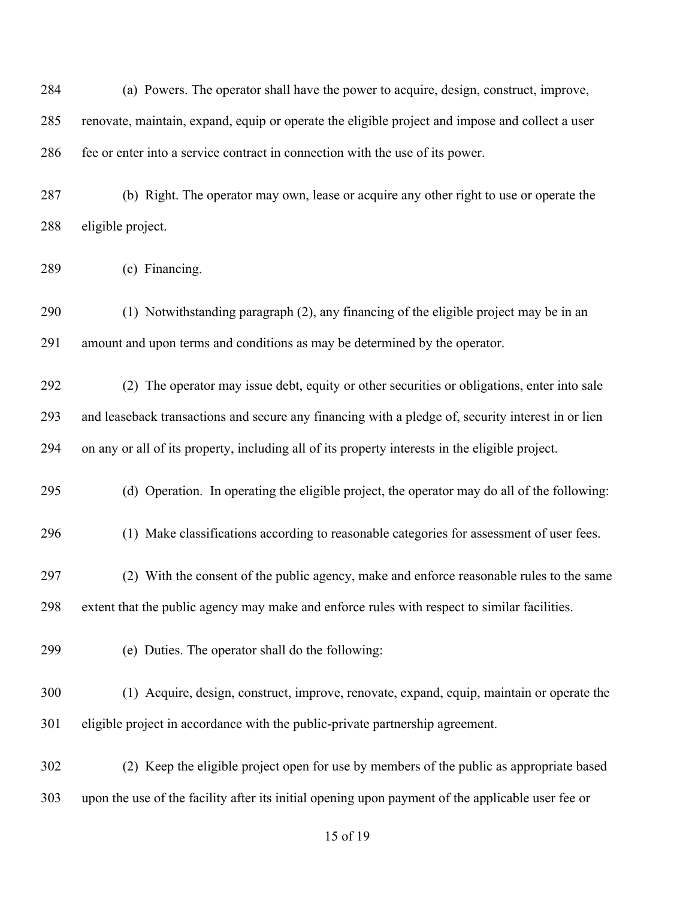(a) Powers. The operator shall have the power to acquire, design, construct, improve, renovate, maintain, expand, equip or operate the eligible project and impose and collect a user fee or enter into a service contract in connection with the use of its power.

(b) Right. The operator may own, lease or acquire any other right to use or operate the eligible project.

(c) Financing.

(1) Notwithstanding paragraph (2), any financing of the eligible project may be in an amount and upon terms and conditions as may be determined by the operator.

(2) The operator may issue debt, equity or other securities or obligations, enter into sale and leaseback transactions and secure any financing with a pledge of, security interest in or lien on any or all of its property, including all of its property interests in the eligible project.

(d) Operation. In operating the eligible project, the operator may do all of the following:

(1) Make classifications according to reasonable categories for assessment of user fees.

(2) With the consent of the public agency, make and enforce reasonable rules to the same extent that the public agency may make and enforce rules with respect to similar facilities.

(e) Duties. The operator shall do the following:

(1) Acquire, design, construct, improve, renovate, expand, equip, maintain or operate the eligible project in accordance with the public-private partnership agreement.

(2) Keep the eligible project open for use by members of the public as appropriate based upon the use of the facility after its initial opening upon payment of the applicable user fee or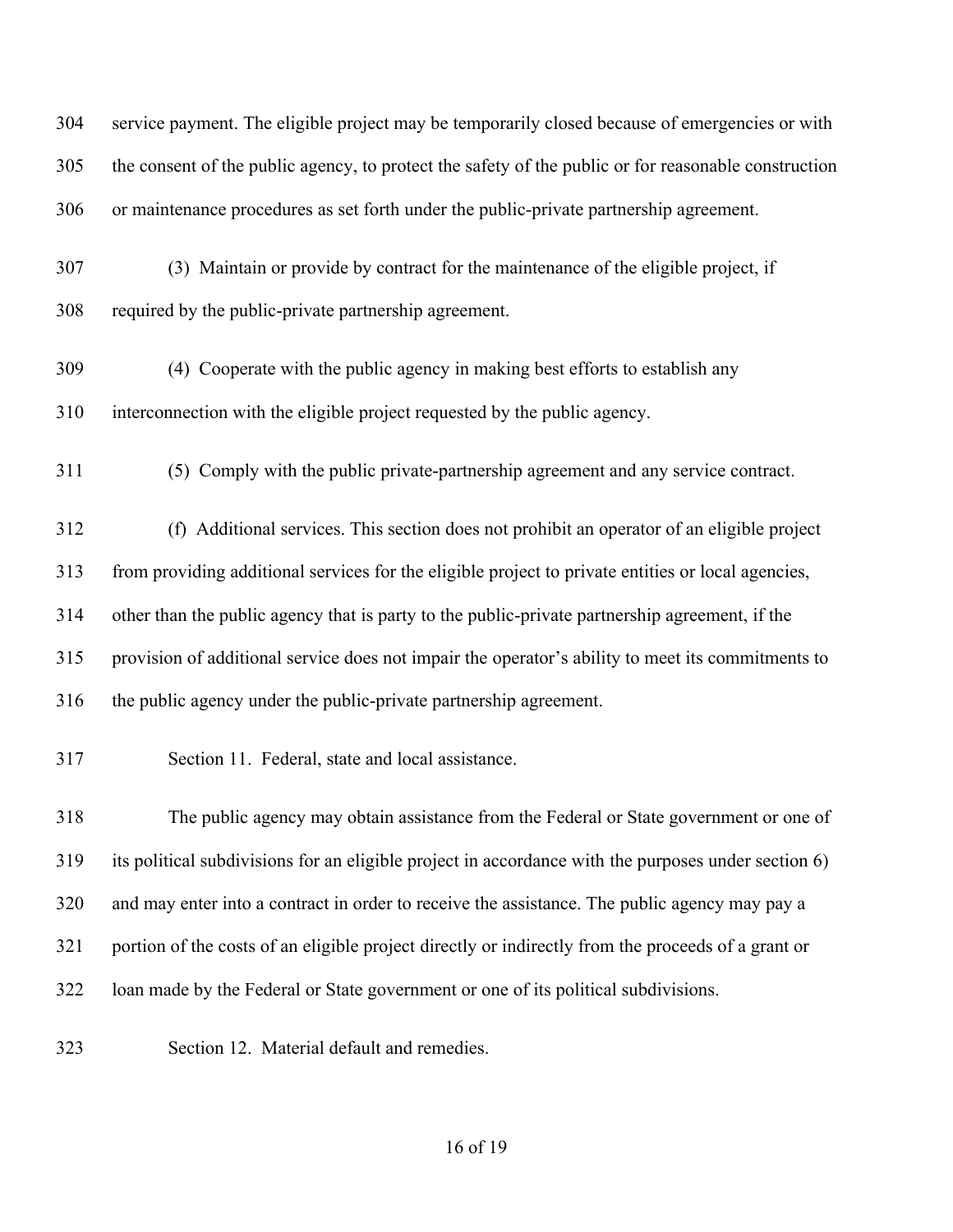service payment. The eligible project may be temporarily closed because of emergencies or with the consent of the public agency, to protect the safety of the public or for reasonable construction or maintenance procedures as set forth under the public-private partnership agreement.

(3) Maintain or provide by contract for the maintenance of the eligible project, if required by the public-private partnership agreement.

(4) Cooperate with the public agency in making best efforts to establish any interconnection with the eligible project requested by the public agency.

(5) Comply with the public private-partnership agreement and any service contract.

(f) Additional services. This section does not prohibit an operator of an eligible project from providing additional services for the eligible project to private entities or local agencies, other than the public agency that is party to the public-private partnership agreement, if the provision of additional service does not impair the operator's ability to meet its commitments to the public agency under the public-private partnership agreement.

Section 11. Federal, state and local assistance.

The public agency may obtain assistance from the Federal or State government or one of its political subdivisions for an eligible project in accordance with the purposes under section 6) and may enter into a contract in order to receive the assistance. The public agency may pay a portion of the costs of an eligible project directly or indirectly from the proceeds of a grant or loan made by the Federal or State government or one of its political subdivisions.

Section 12. Material default and remedies.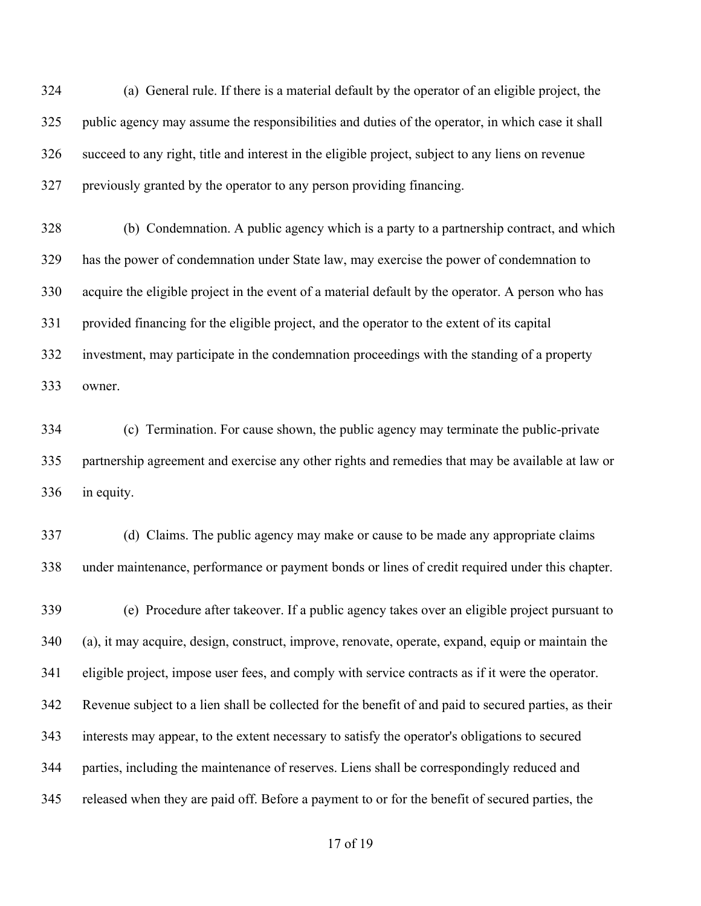(a) General rule. If there is a material default by the operator of an eligible project, the public agency may assume the responsibilities and duties of the operator, in which case it shall succeed to any right, title and interest in the eligible project, subject to any liens on revenue previously granted by the operator to any person providing financing.

(b) Condemnation. A public agency which is a party to a partnership contract, and which has the power of condemnation under State law, may exercise the power of condemnation to acquire the eligible project in the event of a material default by the operator. A person who has provided financing for the eligible project, and the operator to the extent of its capital investment, may participate in the condemnation proceedings with the standing of a property owner.

(c) Termination. For cause shown, the public agency may terminate the public-private partnership agreement and exercise any other rights and remedies that may be available at law or in equity.

(d) Claims. The public agency may make or cause to be made any appropriate claims under maintenance, performance or payment bonds or lines of credit required under this chapter.

(e) Procedure after takeover. If a public agency takes over an eligible project pursuant to (a), it may acquire, design, construct, improve, renovate, operate, expand, equip or maintain the eligible project, impose user fees, and comply with service contracts as if it were the operator. Revenue subject to a lien shall be collected for the benefit of and paid to secured parties, as their interests may appear, to the extent necessary to satisfy the operator's obligations to secured parties, including the maintenance of reserves. Liens shall be correspondingly reduced and released when they are paid off. Before a payment to or for the benefit of secured parties, the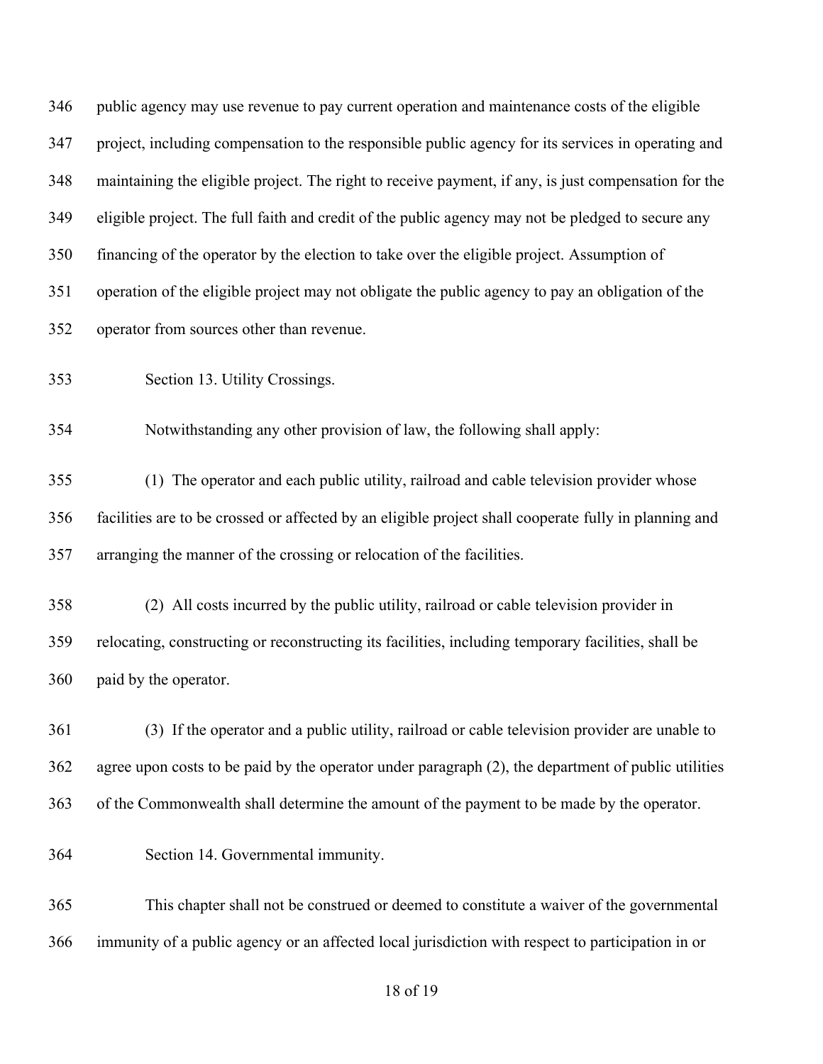public agency may use revenue to pay current operation and maintenance costs of the eligible project, including compensation to the responsible public agency for its services in operating and maintaining the eligible project. The right to receive payment, if any, is just compensation for the eligible project. The full faith and credit of the public agency may not be pledged to secure any financing of the operator by the election to take over the eligible project. Assumption of operation of the eligible project may not obligate the public agency to pay an obligation of the operator from sources other than revenue.

Section 13. Utility Crossings.

Notwithstanding any other provision of law, the following shall apply:

(1) The operator and each public utility, railroad and cable television provider whose facilities are to be crossed or affected by an eligible project shall cooperate fully in planning and arranging the manner of the crossing or relocation of the facilities.

(2) All costs incurred by the public utility, railroad or cable television provider in relocating, constructing or reconstructing its facilities, including temporary facilities, shall be paid by the operator.

(3) If the operator and a public utility, railroad or cable television provider are unable to agree upon costs to be paid by the operator under paragraph (2), the department of public utilities of the Commonwealth shall determine the amount of the payment to be made by the operator.

Section 14. Governmental immunity.

This chapter shall not be construed or deemed to constitute a waiver of the governmental immunity of a public agency or an affected local jurisdiction with respect to participation in or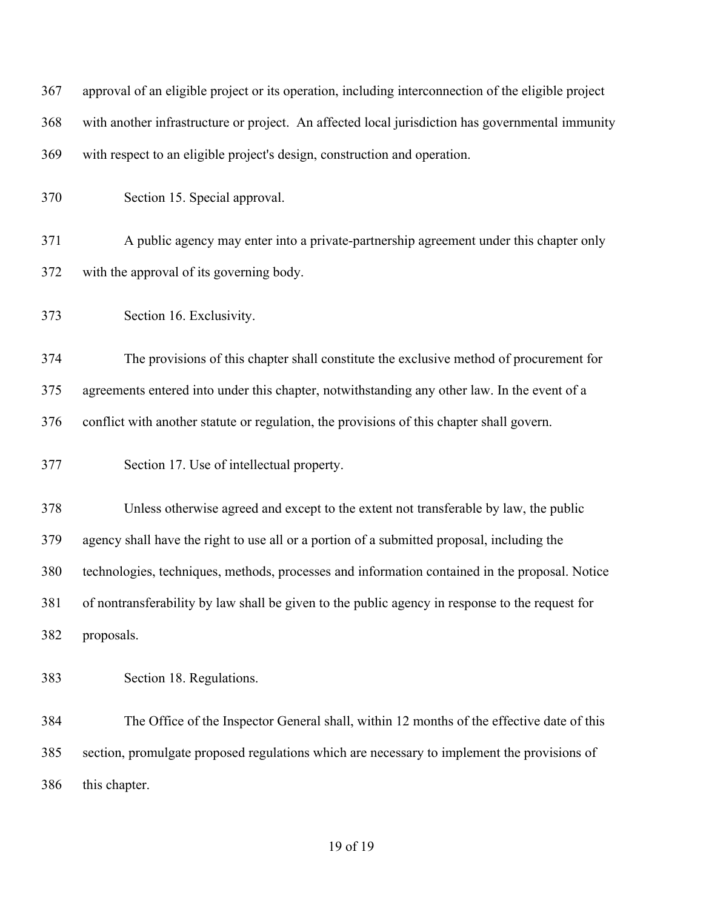approval of an eligible project or its operation, including interconnection of the eligible project with another infrastructure or project. An affected local jurisdiction has governmental immunity with respect to an eligible project's design, construction and operation.

Section 15. Special approval.

A public agency may enter into a private-partnership agreement under this chapter only with the approval of its governing body.

Section 16. Exclusivity.

The provisions of this chapter shall constitute the exclusive method of procurement for agreements entered into under this chapter, notwithstanding any other law. In the event of a conflict with another statute or regulation, the provisions of this chapter shall govern.

Section 17. Use of intellectual property.

Unless otherwise agreed and except to the extent not transferable by law, the public agency shall have the right to use all or a portion of a submitted proposal, including the technologies, techniques, methods, processes and information contained in the proposal. Notice of nontransferability by law shall be given to the public agency in response to the request for proposals.

Section 18. Regulations.

The Office of the Inspector General shall, within 12 months of the effective date of this section, promulgate proposed regulations which are necessary to implement the provisions of this chapter.